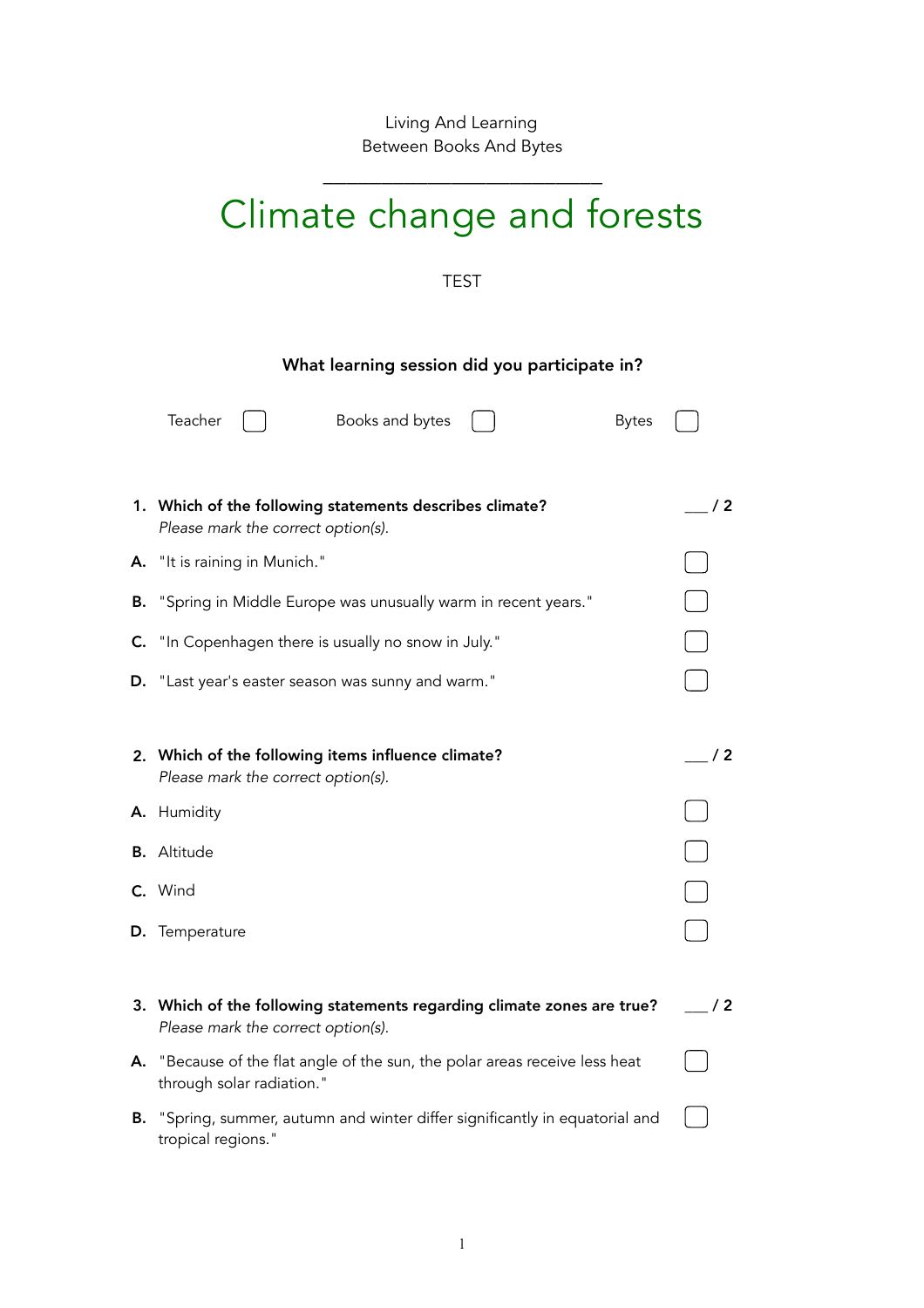Living And Learning
Between Books And Bytes

---

# Climate change and forests

TEST

**What learning session did you participate in?**

Teacher ☐ Books and bytes ☐ Bytes ☐

**1. Which of the following statements describes climate?** ___ / 2
*Please mark the correct option(s).*

**A.** "It is raining in Munich." ☐

**B.** "Spring in Middle Europe was unusually warm in recent years." ☐

**C.** "In Copenhagen there is usually no snow in July." ☐

**D.** "Last year's easter season was sunny and warm." ☐

**2. Which of the following items influence climate?** ___ / 2
*Please mark the correct option(s).*

**A.** Humidity ☐

**B.** Altitude ☐

**C.** Wind ☐

**D.** Temperature ☐

**3. Which of the following statements regarding climate zones are true?** ___ / 2
*Please mark the correct option(s).*

**A.** "Because of the flat angle of the sun, the polar areas receive less heat through solar radiation." ☐

**B.** "Spring, summer, autumn and winter differ significantly in equatorial and tropical regions." ☐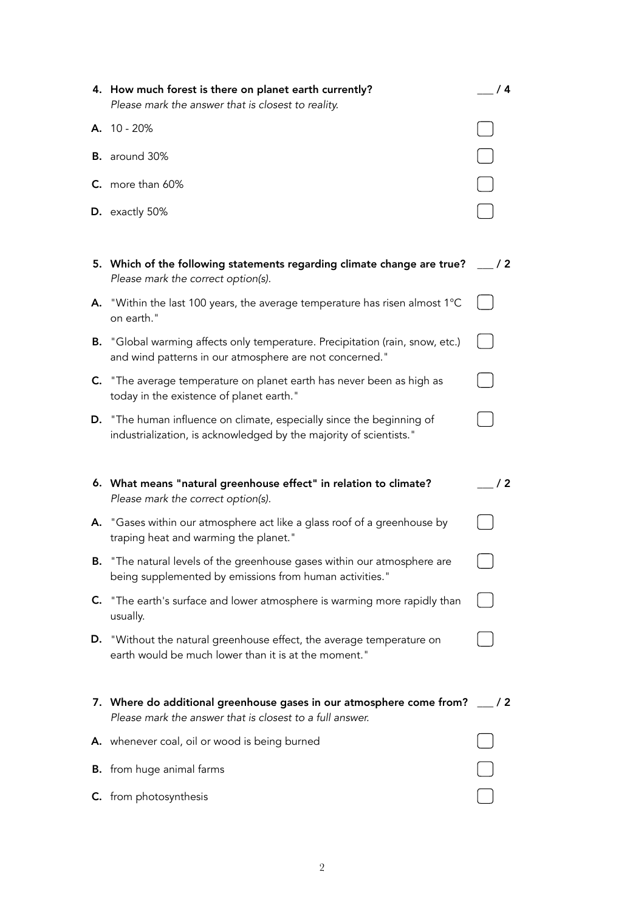**4. How much forest is there on planet earth currently?** ___ / 4
*Please mark the answer that is closest to reality.*

- **A.** 10 - 20% ☐
- **B.** around 30% ☐
- **C.** more than 60% ☐
- **D.** exactly 50% ☐

**5. Which of the following statements regarding climate change are true?** ___ / 2
*Please mark the correct option(s).*

- **A.** "Within the last 100 years, the average temperature has risen almost 1°C on earth." ☐
- **B.** "Global warming affects only temperature. Precipitation (rain, snow, etc.) and wind patterns in our atmosphere are not concerned." ☐
- **C.** "The average temperature on planet earth has never been as high as today in the existence of planet earth." ☐
- **D.** "The human influence on climate, especially since the beginning of industrialization, is acknowledged by the majority of scientists." ☐

**6. What means "natural greenhouse effect" in relation to climate?** ___ / 2
*Please mark the correct option(s).*

- **A.** "Gases within our atmosphere act like a glass roof of a greenhouse by traping heat and warming the planet." ☐
- **B.** "The natural levels of the greenhouse gases within our atmosphere are being supplemented by emissions from human activities." ☐
- **C.** "The earth's surface and lower atmosphere is warming more rapidly than usually. ☐
- **D.** "Without the natural greenhouse effect, the average temperature on earth would be much lower than it is at the moment." ☐

**7. Where do additional greenhouse gases in our atmosphere come from?** ___ / 2
*Please mark the answer that is closest to a full answer.*

- **A.** whenever coal, oil or wood is being burned ☐
- **B.** from huge animal farms ☐
- **C.** from photosynthesis ☐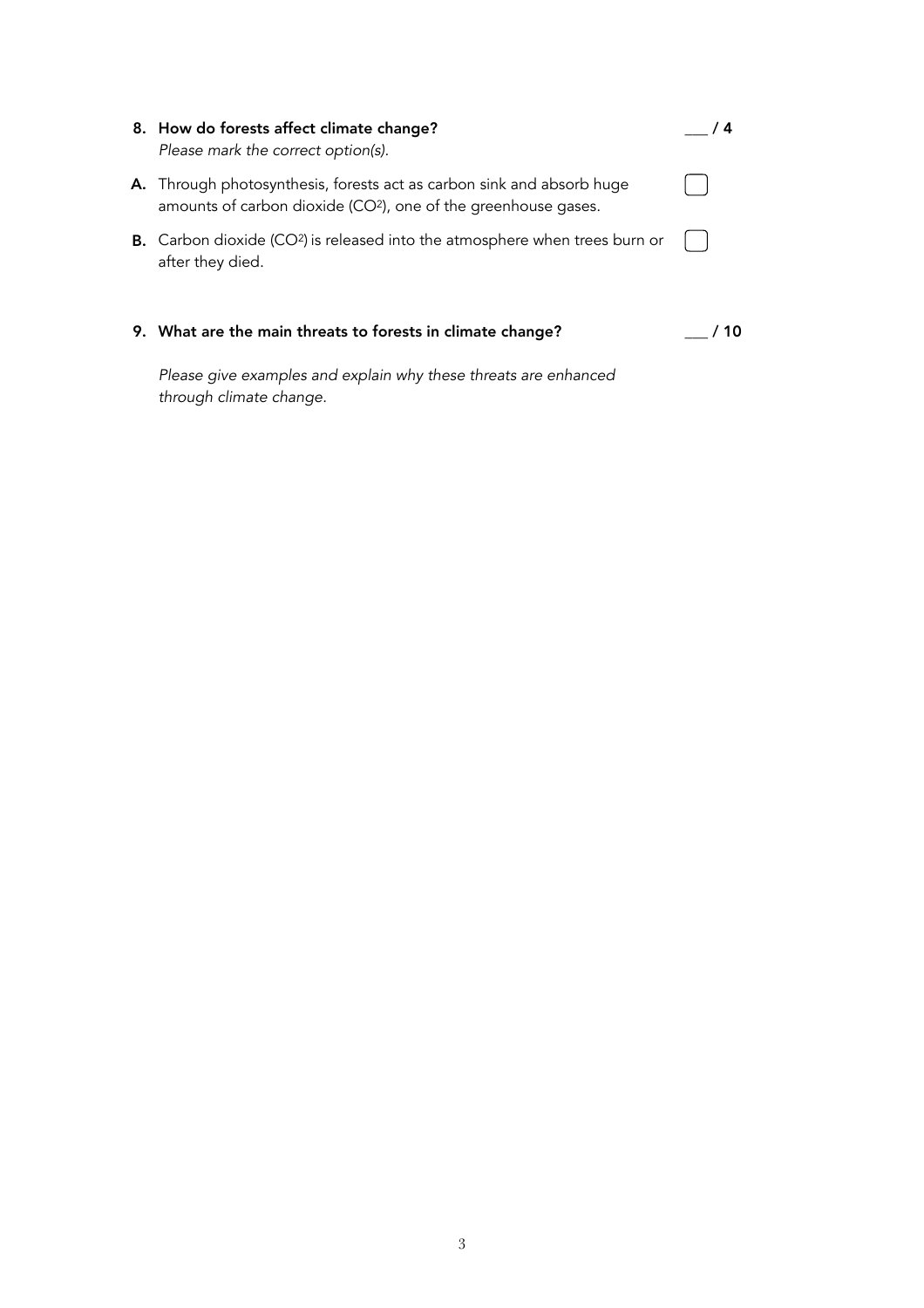8. **How do forests affect climate change?** ___ / 4
   *Please mark the correct option(s).*

**A.** Through photosynthesis, forests act as carbon sink and absorb huge amounts of carbon dioxide ($CO^2$), one of the greenhouse gases. ☐

**B.** Carbon dioxide ($CO^2$) is released into the atmosphere when trees burn or after they died. ☐

9. **What are the main threats to forests in climate change?** ___ / 10

   *Please give examples and explain why these threats are enhanced through climate change.*